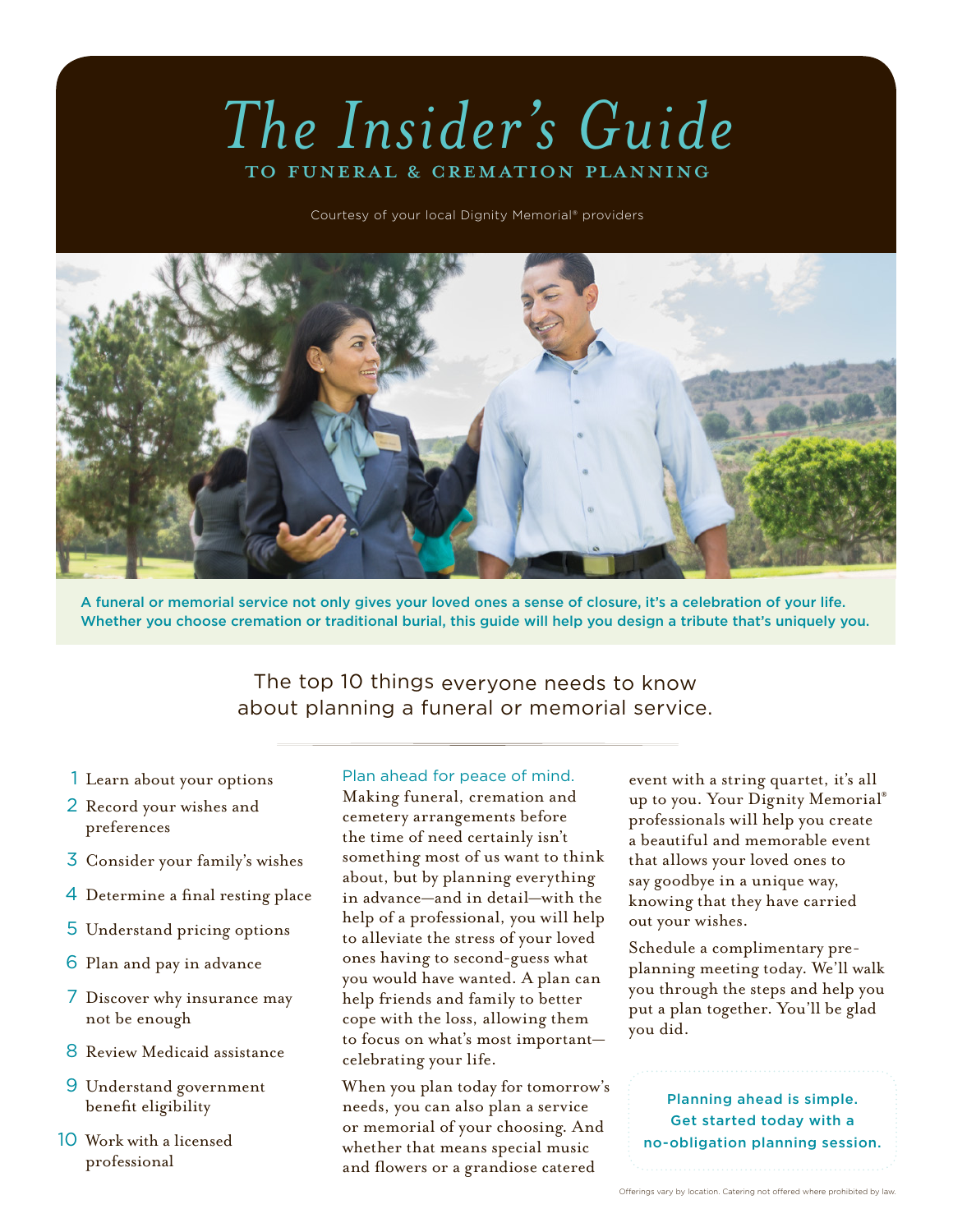# The Insider's Guide

## TO FUNERAL & CREMATION PLANNING

Courtesy of your local Dignity Memorial® providers

A funeral or memorial service not only gives your loved ones a sense of closure, it's a celebration of your life. Whether you choose cremation or traditional burial, this guide will help you design a tribute that's uniquely you.

## The top 10 things everyone needs to know about planning a funeral or memorial service.

1. Learn about your options
2. Record your wishes and preferences
3. Consider your family's wishes
4. Determine a final resting place
5. Understand pricing options
6. Plan and pay in advance
7. Discover why insurance may not be enough
8. Review Medicaid assistance
9. Understand government benefit eligibility
10. Work with a licensed professional

### Plan ahead for peace of mind.

Making funeral, cremation and cemetery arrangements before the time of need certainly isn't something most of us want to think about, but by planning everything in advance—and in detail—with the help of a professional, you will help to alleviate the stress of your loved ones having to second-guess what you would have wanted. A plan can help friends and family to better cope with the loss, allowing them to focus on what's most important—celebrating your life.

When you plan today for tomorrow's needs, you can also plan a service or memorial of your choosing. And whether that means special music and flowers or a grandiose catered event with a string quartet, it's all up to you. Your Dignity Memorial® professionals will help you create a beautiful and memorable event that allows your loved ones to say goodbye in a unique way, knowing that they have carried out your wishes.

Schedule a complimentary pre-planning meeting today. We'll walk you through the steps and help you put a plan together. You'll be glad you did.

Planning ahead is simple. Get started today with a no-obligation planning session.

Offerings vary by location. Catering not offered where prohibited by law.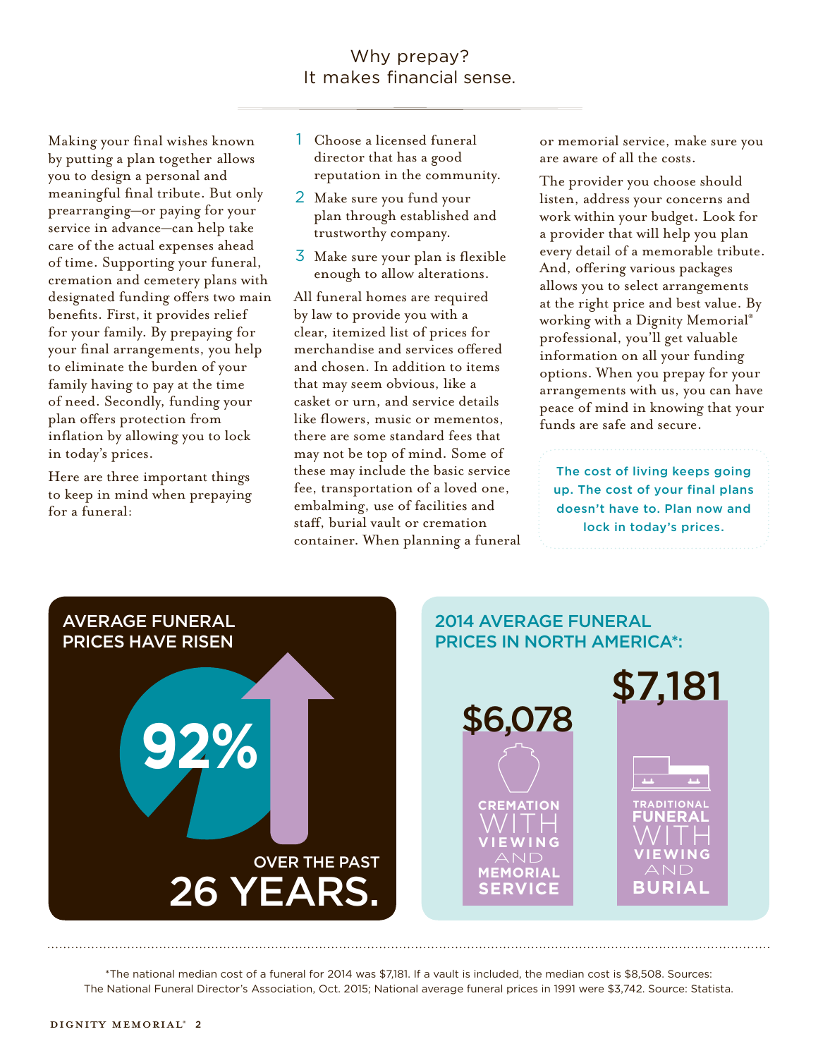# Why prepay? It makes financial sense.

Making your final wishes known by putting a plan together allows you to design a personal and meaningful final tribute. But only prearranging—or paying for your service in advance—can help take care of the actual expenses ahead of time. Supporting your funeral, cremation and cemetery plans with designated funding offers two main benefits. First, it provides relief for your family. By prepaying for your final arrangements, you help to eliminate the burden of your family having to pay at the time of need. Secondly, funding your plan offers protection from inflation by allowing you to lock in today's prices.

Here are three important things to keep in mind when prepaying for a funeral:

1. Choose a licensed funeral director that has a good reputation in the community.
2. Make sure you fund your plan through established and trustworthy company.
3. Make sure your plan is flexible enough to allow alterations.

All funeral homes are required by law to provide you with a clear, itemized list of prices for merchandise and services offered and chosen. In addition to items that may seem obvious, like a casket or urn, and service details like flowers, music or mementos, there are some standard fees that may not be top of mind. Some of these may include the basic service fee, transportation of a loved one, embalming, use of facilities and staff, burial vault or cremation container. When planning a funeral or memorial service, make sure you are aware of all the costs.

The provider you choose should listen, address your concerns and work within your budget. Look for a provider that will help you plan every detail of a memorable tribute. And, offering various packages allows you to select arrangements at the right price and best value. By working with a Dignity Memorial® professional, you'll get valuable information on all your funding options. When you prepay for your arrangements with us, you can have peace of mind in knowing that your funds are safe and secure.

**The cost of living keeps going up. The cost of your final plans doesn't have to. Plan now and lock in today's prices.**

## AVERAGE FUNERAL PRICES HAVE RISEN

**92%**

OVER THE PAST **26 YEARS.**

## 2014 AVERAGE FUNERAL PRICES IN NORTH AMERICA*:

**$6,078** — CREMATION WITH VIEWING AND MEMORIAL SERVICE

**$7,181** — TRADITIONAL FUNERAL WITH VIEWING AND BURIAL

*The national median cost of a funeral for 2014 was $7,181. If a vault is included, the median cost is $8,508. Sources: The National Funeral Director's Association, Oct. 2015; National average funeral prices in 1991 were $3,742. Source: Statista.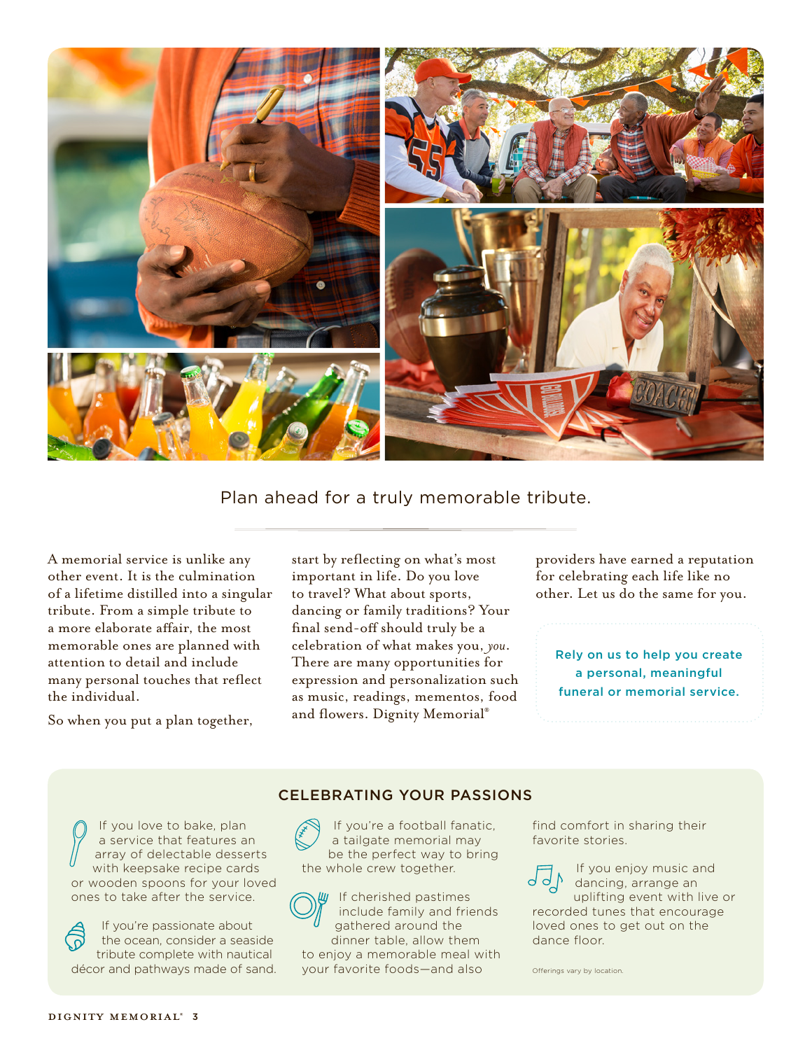## Plan ahead for a truly memorable tribute.

A memorial service is unlike any other event. It is the culmination of a lifetime distilled into a singular tribute. From a simple tribute to a more elaborate affair, the most memorable ones are planned with attention to detail and include many personal touches that reflect the individual.

So when you put a plan together, start by reflecting on what's most important in life. Do you love to travel? What about sports, dancing or family traditions? Your final send-off should truly be a celebration of what makes you, *you*. There are many opportunities for expression and personalization such as music, readings, mementos, food and flowers. Dignity Memorial® providers have earned a reputation for celebrating each life like no other. Let us do the same for you.

**Rely on us to help you create a personal, meaningful funeral or memorial service.**

### CELEBRATING YOUR PASSIONS

If you love to bake, plan a service that features an array of delectable desserts with keepsake recipe cards or wooden spoons for your loved ones to take after the service.

If you're passionate about the ocean, consider a seaside tribute complete with nautical décor and pathways made of sand.

If you're a football fanatic, a tailgate memorial may be the perfect way to bring the whole crew together.

If cherished pastimes include family and friends gathered around the dinner table, allow them to enjoy a memorable meal with your favorite foods—and also find comfort in sharing their favorite stories.

If you enjoy music and dancing, arrange an uplifting event with live or recorded tunes that encourage loved ones to get out on the dance floor.

Offerings vary by location.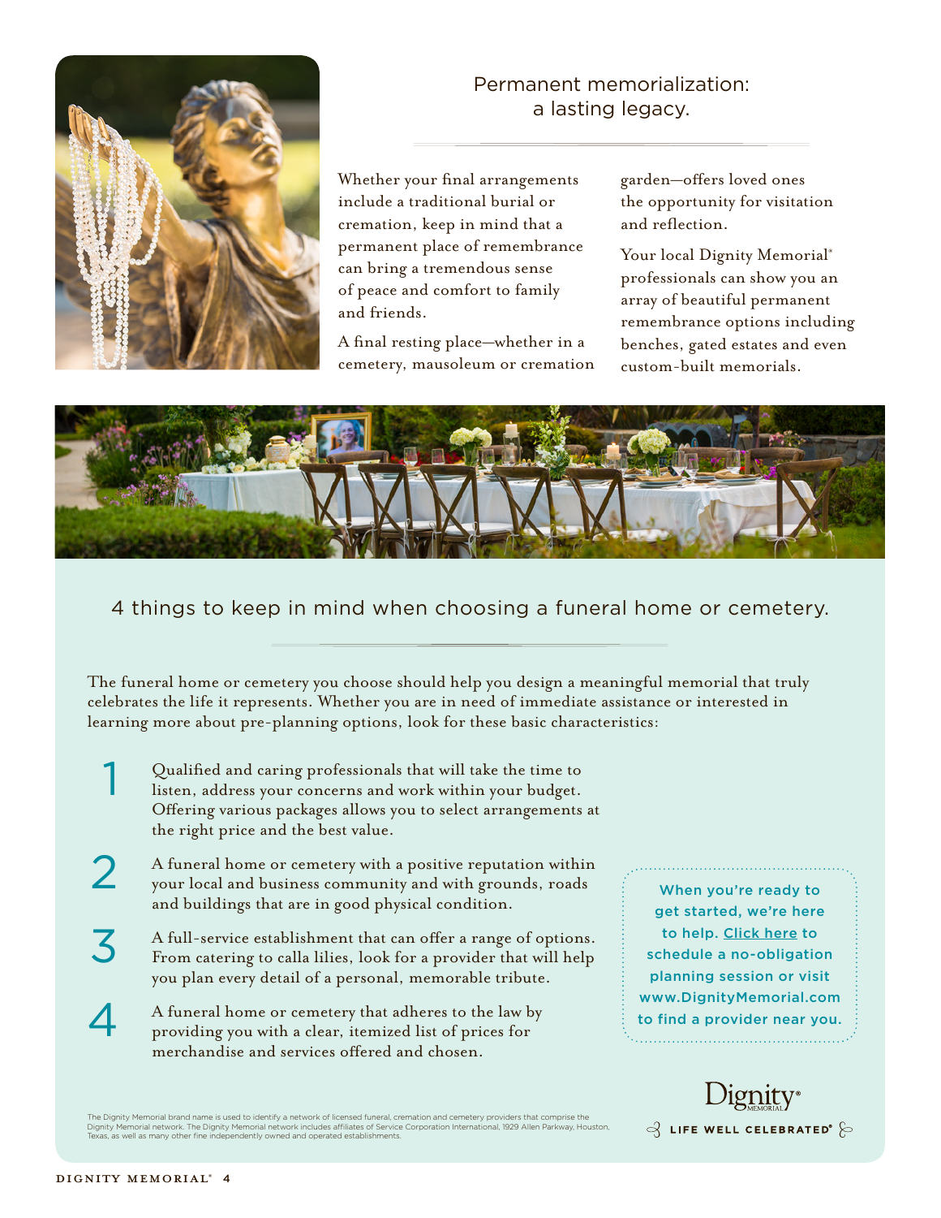## Permanent memorialization: a lasting legacy.

Whether your final arrangements include a traditional burial or cremation, keep in mind that a permanent place of remembrance can bring a tremendous sense of peace and comfort to family and friends.

A final resting place—whether in a cemetery, mausoleum or cremation garden—offers loved ones the opportunity for visitation and reflection.

Your local Dignity Memorial® professionals can show you an array of beautiful permanent remembrance options including benches, gated estates and even custom-built memorials.

## 4 things to keep in mind when choosing a funeral home or cemetery.

The funeral home or cemetery you choose should help you design a meaningful memorial that truly celebrates the life it represents. Whether you are in need of immediate assistance or interested in learning more about pre-planning options, look for these basic characteristics:

1. Qualified and caring professionals that will take the time to listen, address your concerns and work within your budget. Offering various packages allows you to select arrangements at the right price and the best value.
2. A funeral home or cemetery with a positive reputation within your local and business community and with grounds, roads and buildings that are in good physical condition.
3. A full-service establishment that can offer a range of options. From catering to calla lilies, look for a provider that will help you plan every detail of a personal, memorable tribute.
4. A funeral home or cemetery that adheres to the law by providing you with a clear, itemized list of prices for merchandise and services offered and chosen.

When you're ready to get started, we're here to help. Click here to schedule a no-obligation planning session or visit www.DignityMemorial.com to find a provider near you.

The Dignity Memorial brand name is used to identify a network of licensed funeral, cremation and cemetery providers that comprise the Dignity Memorial network. The Dignity Memorial network includes affiliates of Service Corporation International, 1929 Allen Parkway, Houston, Texas, as well as many other fine independently owned and operated establishments.

Dignity® MEMORIAL

LIFE WELL CELEBRATED®